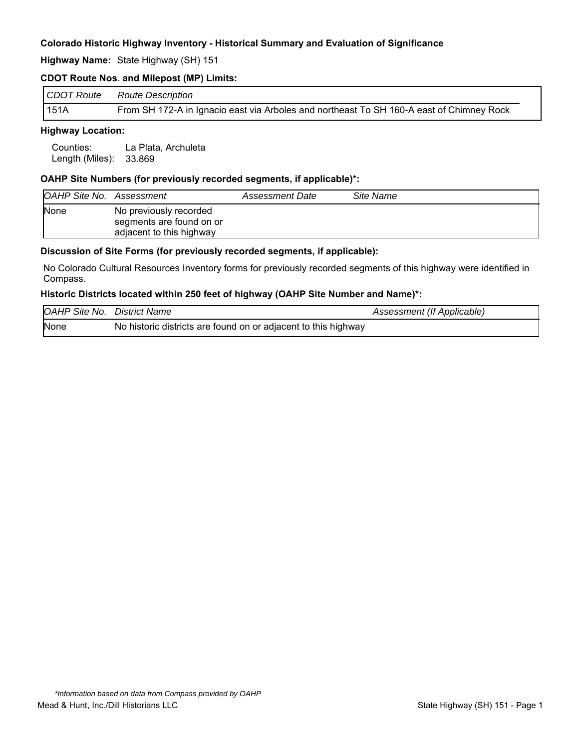**Colorado Historic Highway Inventory - Historical Summary and Evaluation of Significance**

**Highway Name:** State Highway (SH) 151

**CDOT Route Nos. and Milepost (MP) Limits:**

| *CDOT Route* | *Route Description* |
|---|---|
| 151A | From SH 172-A in Ignacio east via Arboles and northeast To SH 160-A east of Chimney Rock |

**Highway Location:**

Counties: La Plata, Archuleta
Length (Miles): 33.869

**OAHP Site Numbers (for previously recorded segments, if applicable)*:**

| *OAHP Site No.* | *Assessment* | *Assessment Date* | *Site Name* |
|---|---|---|---|
| None | No previously recorded segments are found on or adjacent to this highway | | |

**Discussion of Site Forms (for previously recorded segments, if applicable):**

No Colorado Cultural Resources Inventory forms for previously recorded segments of this highway were identified in Compass.

**Historic Districts located within 250 feet of highway (OAHP Site Number and Name)*:**

| *OAHP Site No.* | *District Name* | *Assessment (If Applicable)* |
|---|---|---|
| None | No historic districts are found on or adjacent to this highway | |

*\*Information based on data from Compass provided by OAHP*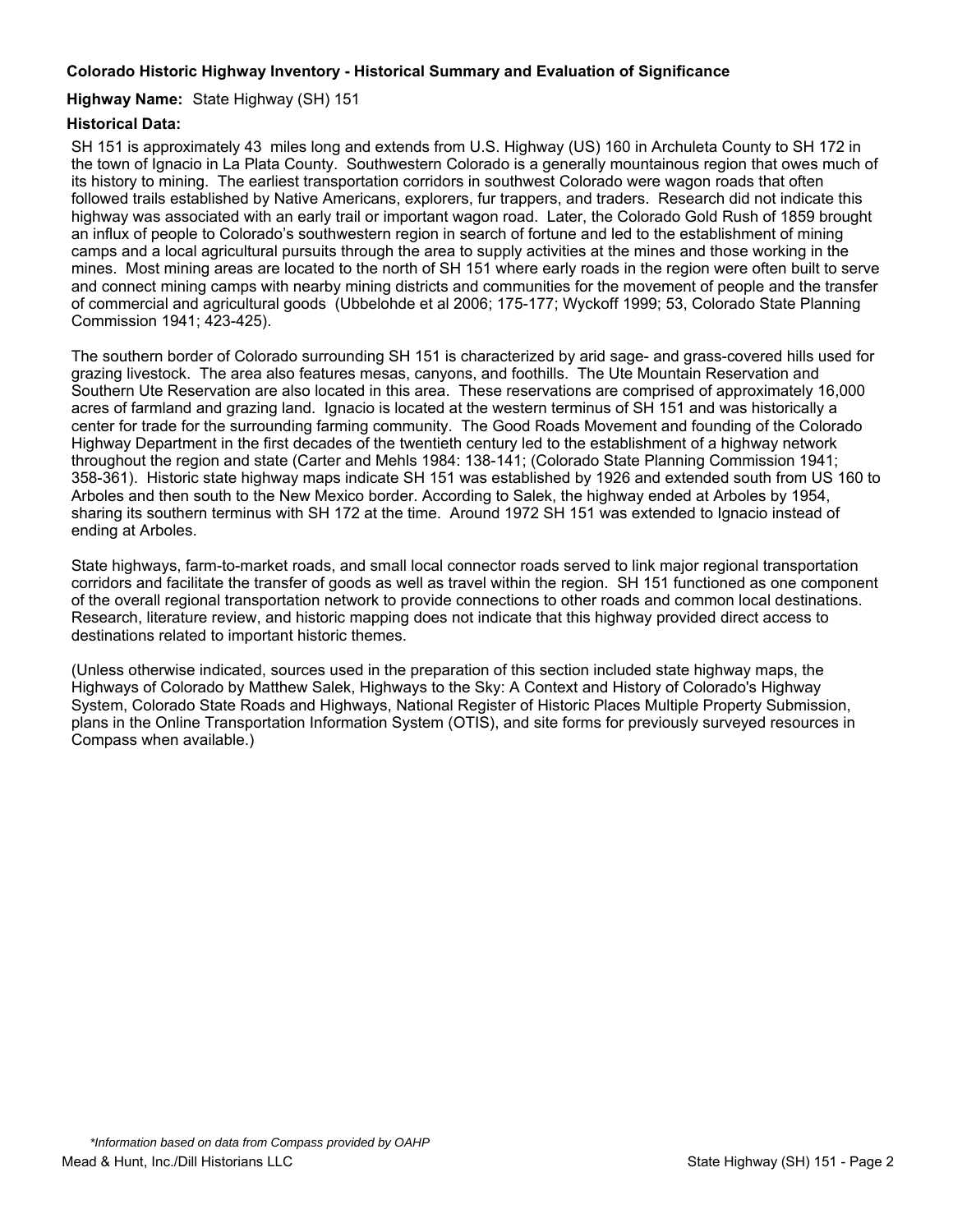**Colorado Historic Highway Inventory - Historical Summary and Evaluation of Significance**

**Highway Name:** State Highway (SH) 151

**Historical Data:**

SH 151 is approximately 43 miles long and extends from U.S. Highway (US) 160 in Archuleta County to SH 172 in the town of Ignacio in La Plata County. Southwestern Colorado is a generally mountainous region that owes much of its history to mining. The earliest transportation corridors in southwest Colorado were wagon roads that often followed trails established by Native Americans, explorers, fur trappers, and traders. Research did not indicate this highway was associated with an early trail or important wagon road. Later, the Colorado Gold Rush of 1859 brought an influx of people to Colorado's southwestern region in search of fortune and led to the establishment of mining camps and a local agricultural pursuits through the area to supply activities at the mines and those working in the mines. Most mining areas are located to the north of SH 151 where early roads in the region were often built to serve and connect mining camps with nearby mining districts and communities for the movement of people and the transfer of commercial and agricultural goods (Ubbelohde et al 2006; 175-177; Wyckoff 1999; 53, Colorado State Planning Commission 1941; 423-425).

The southern border of Colorado surrounding SH 151 is characterized by arid sage- and grass-covered hills used for grazing livestock. The area also features mesas, canyons, and foothills. The Ute Mountain Reservation and Southern Ute Reservation are also located in this area. These reservations are comprised of approximately 16,000 acres of farmland and grazing land. Ignacio is located at the western terminus of SH 151 and was historically a center for trade for the surrounding farming community. The Good Roads Movement and founding of the Colorado Highway Department in the first decades of the twentieth century led to the establishment of a highway network throughout the region and state (Carter and Mehls 1984: 138-141; (Colorado State Planning Commission 1941; 358-361). Historic state highway maps indicate SH 151 was established by 1926 and extended south from US 160 to Arboles and then south to the New Mexico border. According to Salek, the highway ended at Arboles by 1954, sharing its southern terminus with SH 172 at the time. Around 1972 SH 151 was extended to Ignacio instead of ending at Arboles.

State highways, farm-to-market roads, and small local connector roads served to link major regional transportation corridors and facilitate the transfer of goods as well as travel within the region. SH 151 functioned as one component of the overall regional transportation network to provide connections to other roads and common local destinations. Research, literature review, and historic mapping does not indicate that this highway provided direct access to destinations related to important historic themes.

(Unless otherwise indicated, sources used in the preparation of this section included state highway maps, the Highways of Colorado by Matthew Salek, Highways to the Sky: A Context and History of Colorado's Highway System, Colorado State Roads and Highways, National Register of Historic Places Multiple Property Submission, plans in the Online Transportation Information System (OTIS), and site forms for previously surveyed resources in Compass when available.)

*\*Information based on data from Compass provided by OAHP*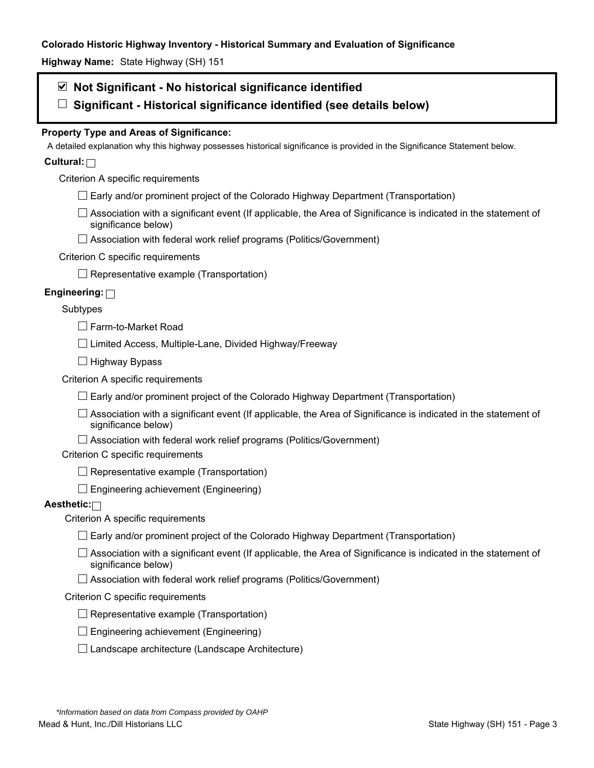**Colorado Historic Highway Inventory - Historical Summary and Evaluation of Significance**

**Highway Name:** State Highway (SH) 151

☑ **Not Significant - No historical significance identified**

☐ **Significant - Historical significance identified (see details below)**

**Property Type and Areas of Significance:**

A detailed explanation why this highway possesses historical significance is provided in the Significance Statement below.

**Cultural:** ☐

Criterion A specific requirements

- ☐ Early and/or prominent project of the Colorado Highway Department (Transportation)
- ☐ Association with a significant event (If applicable, the Area of Significance is indicated in the statement of significance below)
- ☐ Association with federal work relief programs (Politics/Government)

Criterion C specific requirements

- ☐ Representative example (Transportation)

**Engineering:** ☐

Subtypes

- ☐ Farm-to-Market Road
- ☐ Limited Access, Multiple-Lane, Divided Highway/Freeway
- ☐ Highway Bypass

Criterion A specific requirements

- ☐ Early and/or prominent project of the Colorado Highway Department (Transportation)
- ☐ Association with a significant event (If applicable, the Area of Significance is indicated in the statement of significance below)
- ☐ Association with federal work relief programs (Politics/Government)

Criterion C specific requirements

- ☐ Representative example (Transportation)
- ☐ Engineering achievement (Engineering)

**Aesthetic:** ☐

Criterion A specific requirements

- ☐ Early and/or prominent project of the Colorado Highway Department (Transportation)
- ☐ Association with a significant event (If applicable, the Area of Significance is indicated in the statement of significance below)
- ☐ Association with federal work relief programs (Politics/Government)

Criterion C specific requirements

- ☐ Representative example (Transportation)
- ☐ Engineering achievement (Engineering)
- ☐ Landscape architecture (Landscape Architecture)

*\*Information based on data from Compass provided by OAHP*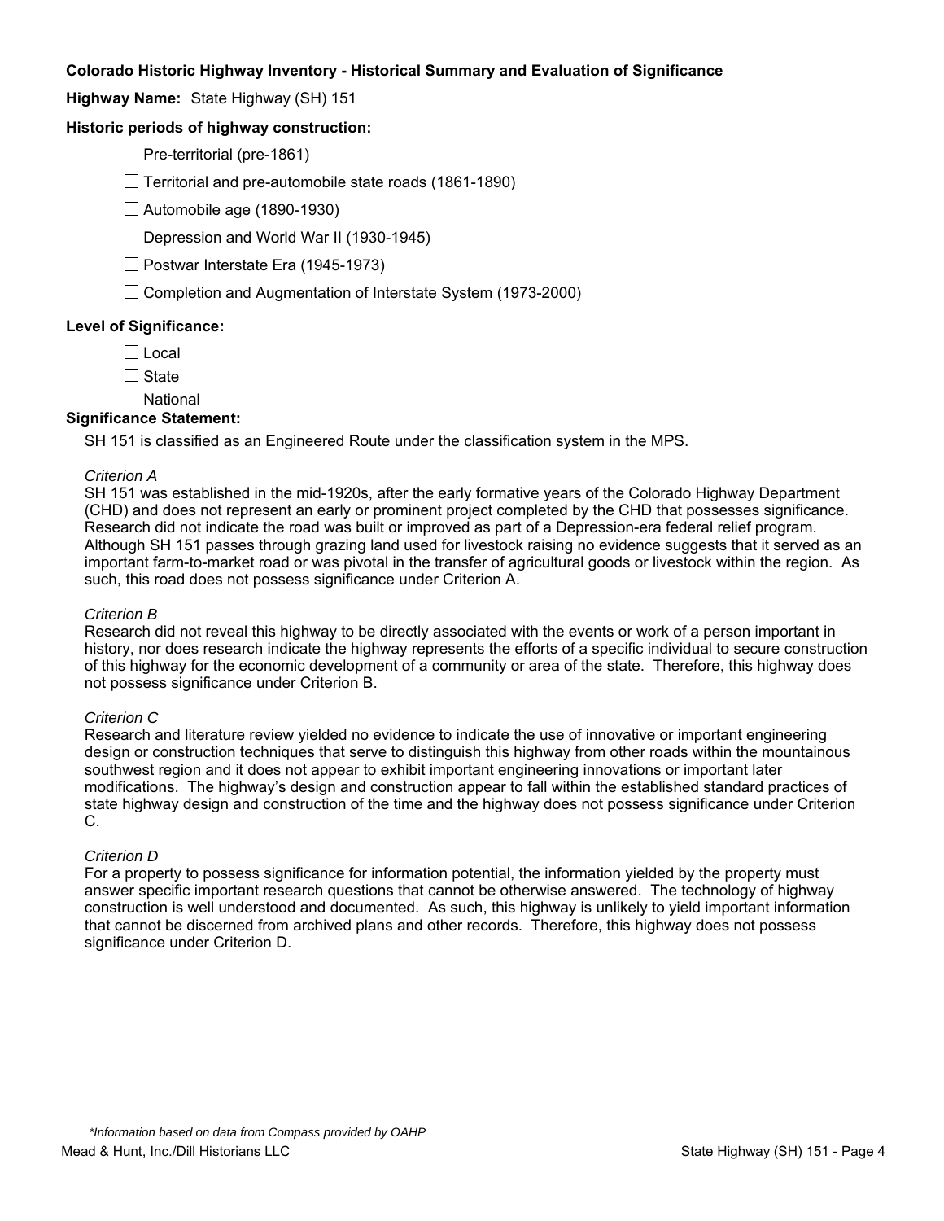**Colorado Historic Highway Inventory - Historical Summary and Evaluation of Significance**

**Highway Name:** State Highway (SH) 151

**Historic periods of highway construction:**

- ☐ Pre-territorial (pre-1861)
- ☐ Territorial and pre-automobile state roads (1861-1890)
- ☐ Automobile age (1890-1930)
- ☐ Depression and World War II (1930-1945)
- ☐ Postwar Interstate Era (1945-1973)
- ☐ Completion and Augmentation of Interstate System (1973-2000)

**Level of Significance:**

- ☐ Local
- ☐ State
- ☐ National

**Significance Statement:**

SH 151 is classified as an Engineered Route under the classification system in the MPS.

*Criterion A*

SH 151 was established in the mid-1920s, after the early formative years of the Colorado Highway Department (CHD) and does not represent an early or prominent project completed by the CHD that possesses significance. Research did not indicate the road was built or improved as part of a Depression-era federal relief program. Although SH 151 passes through grazing land used for livestock raising no evidence suggests that it served as an important farm-to-market road or was pivotal in the transfer of agricultural goods or livestock within the region. As such, this road does not possess significance under Criterion A.

*Criterion B*

Research did not reveal this highway to be directly associated with the events or work of a person important in history, nor does research indicate the highway represents the efforts of a specific individual to secure construction of this highway for the economic development of a community or area of the state. Therefore, this highway does not possess significance under Criterion B.

*Criterion C*

Research and literature review yielded no evidence to indicate the use of innovative or important engineering design or construction techniques that serve to distinguish this highway from other roads within the mountainous southwest region and it does not appear to exhibit important engineering innovations or important later modifications. The highway's design and construction appear to fall within the established standard practices of state highway design and construction of the time and the highway does not possess significance under Criterion C.

*Criterion D*

For a property to possess significance for information potential, the information yielded by the property must answer specific important research questions that cannot be otherwise answered. The technology of highway construction is well understood and documented. As such, this highway is unlikely to yield important information that cannot be discerned from archived plans and other records. Therefore, this highway does not possess significance under Criterion D.

*\*Information based on data from Compass provided by OAHP*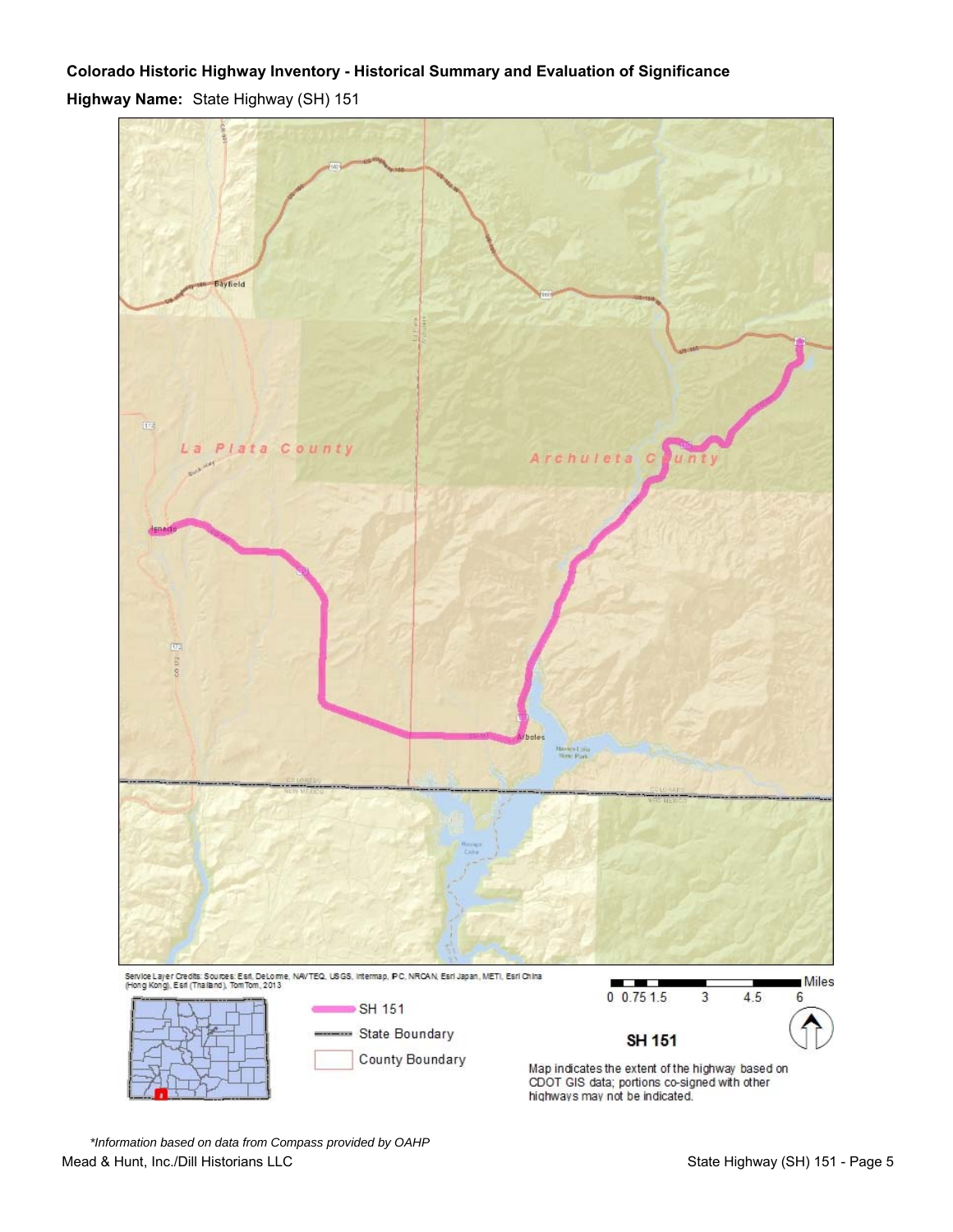**Colorado Historic Highway Inventory - Historical Summary and Evaluation of Significance**

**Highway Name:** State Highway (SH) 151

Bayfield

La Plata County

Archuleta County

Ignacio

Arboles

Navajo Lake State Park

Navajo Lake

COLORADO

NEW MEXICO

Service Layer Credits: Sources: Esri, DeLorme, NAVTEQ, USGS, Intermap, iPC, NRCAN, Esri Japan, METI, Esri China (Hong Kong), Esri (Thailand), TomTom, 2013

SH 151

State Boundary

County Boundary

Miles

0 0.75 1.5 3 4.5 6

**SH 151**

Map indicates the extent of the highway based on CDOT GIS data; portions co-signed with other highways may not be indicated.

*\*Information based on data from Compass provided by OAHP*

Mead & Hunt, Inc./Dill Historians LLC